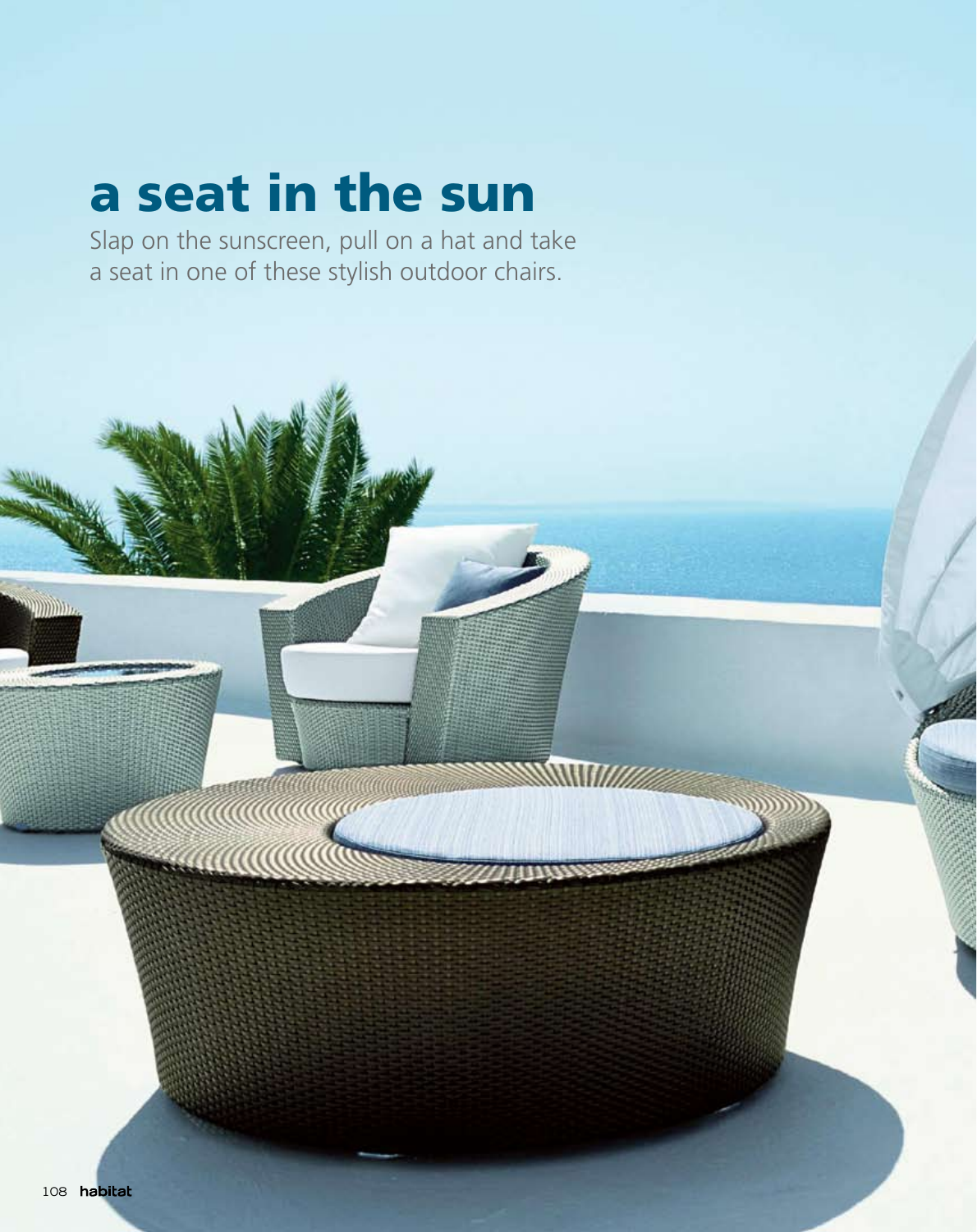# a seat in the sun

Slap on the sunscreen, pull on a hat and take a seat in one of these stylish outdoor chairs.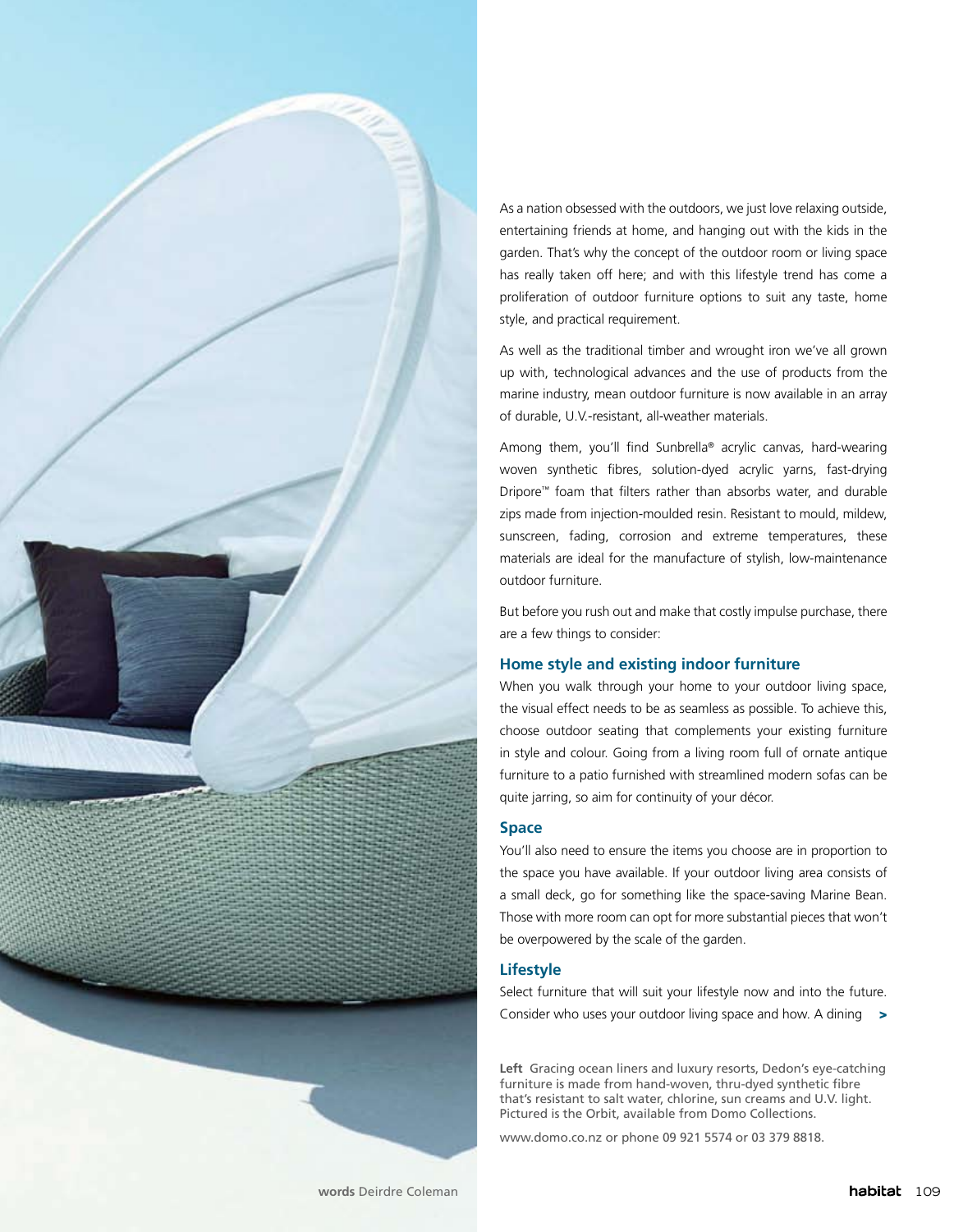As a nation obsessed with the outdoors, we just love relaxing outside, entertaining friends at home, and hanging out with the kids in the garden. That's why the concept of the outdoor room or living space has really taken off here; and with this lifestyle trend has come a proliferation of outdoor furniture options to suit any taste, home style, and practical requirement.

As well as the traditional timber and wrought iron we've all grown up with, technological advances and the use of products from the marine industry, mean outdoor furniture is now available in an array of durable, U.V.-resistant, all-weather materials.

Among them, you'll find Sunbrella® acrylic canvas, hard-wearing woven synthetic fibres, solution-dyed acrylic yarns, fast-drying Dripore™ foam that filters rather than absorbs water, and durable zips made from injection-moulded resin. Resistant to mould, mildew, sunscreen, fading, corrosion and extreme temperatures, these materials are ideal for the manufacture of stylish, low-maintenance outdoor furniture.

But before you rush out and make that costly impulse purchase, there are a few things to consider:

### Home style and existing indoor furniture

When you walk through your home to your outdoor living space, the visual effect needs to be as seamless as possible. To achieve this, choose outdoor seating that complements your existing furniture in style and colour. Going from a living room full of ornate antique furniture to a patio furnished with streamlined modern sofas can be quite jarring, so aim for continuity of your décor.

### Space

You'll also need to ensure the items you choose are in proportion to the space you have available. If your outdoor living area consists of a small deck, go for something like the space-saving Marine Bean. Those with more room can opt for more substantial pieces that won't be overpowered by the scale of the garden.

### Lifestyle

Select furniture that will suit your lifestyle now and into the future. Consider who uses your outdoor living space and how. A dining >

**Left** Gracing ocean liners and luxury resorts, Dedon's eye-catching furniture is made from hand-woven, thru-dyed synthetic fibre that's resistant to salt water, chlorine, sun creams and U.V. light. Pictured is the Orbit, available from Domo Collections.

www.domo.co.nz or phone 09 921 5574 or 03 379 8818.

**words** Deirdre Coleman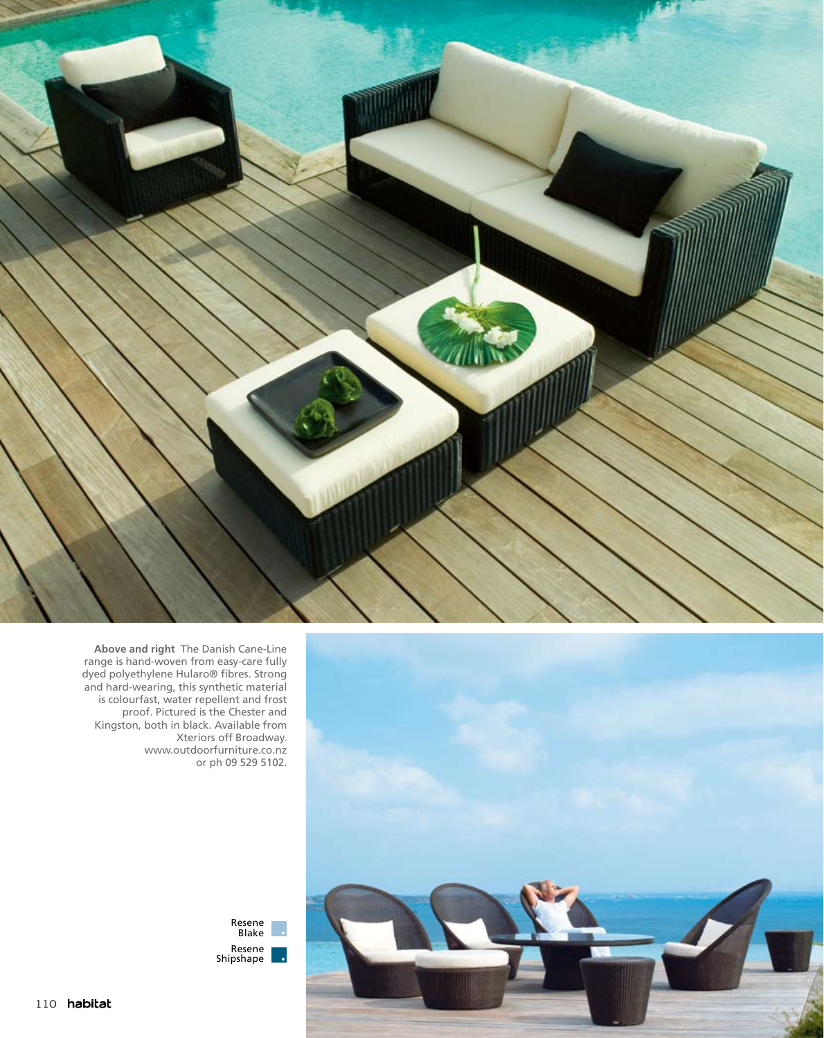**Above and right** The Danish Cane-Line range is hand-woven from easy-care fully dyed polyethylene Hularo® fibres. Strong and hard-wearing, this synthetic material is colourfast, water repellent and frost proof. Pictured is the Chester and Kingston, both in black. Available from Xteriors off Broadway. www.outdoorfurniture.co.nz or ph 09 529 5102.

Resene Blake

Resene Shipshape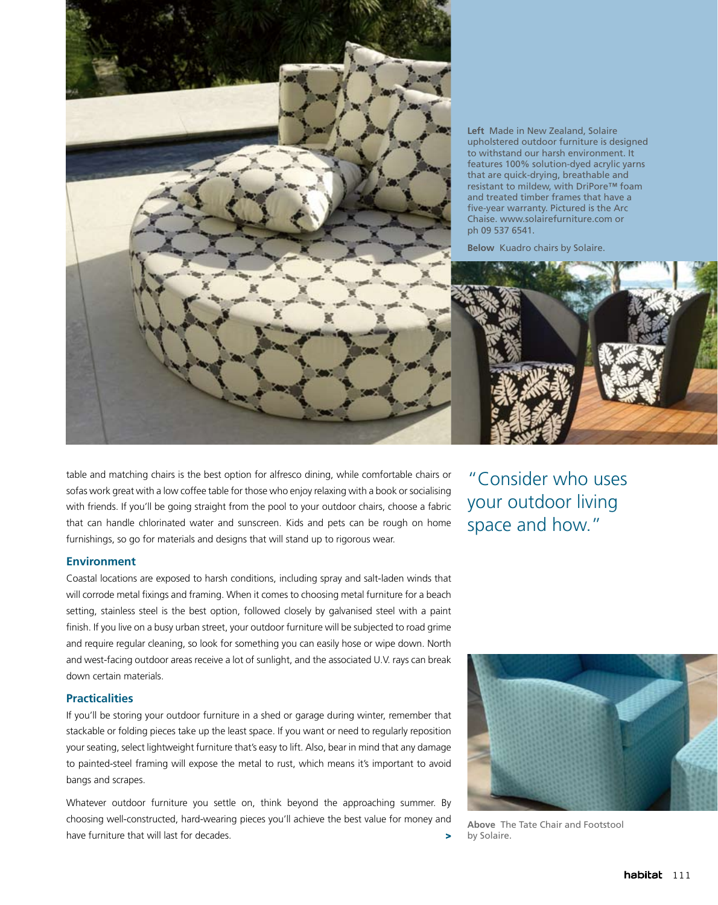**Left** Made in New Zealand, Solaire upholstered outdoor furniture is designed to withstand our harsh environment. It features 100% solution-dyed acrylic yarns that are quick-drying, breathable and resistant to mildew, with DriPore™ foam and treated timber frames that have a five-year warranty. Pictured is the Arc Chaise. www.solairefurniture.com or ph 09 537 6541.

**Below** Kuadro chairs by Solaire.

table and matching chairs is the best option for alfresco dining, while comfortable chairs or sofas work great with a low coffee table for those who enjoy relaxing with a book or socialising with friends. If you'll be going straight from the pool to your outdoor chairs, choose a fabric that can handle chlorinated water and sunscreen. Kids and pets can be rough on home furnishings, so go for materials and designs that will stand up to rigorous wear.

> "Consider who uses your outdoor living space and how."

## Environment

Coastal locations are exposed to harsh conditions, including spray and salt-laden winds that will corrode metal fixings and framing. When it comes to choosing metal furniture for a beach setting, stainless steel is the best option, followed closely by galvanised steel with a paint finish. If you live on a busy urban street, your outdoor furniture will be subjected to road grime and require regular cleaning, so look for something you can easily hose or wipe down. North and west-facing outdoor areas receive a lot of sunlight, and the associated U.V. rays can break down certain materials.

## Practicalities

If you'll be storing your outdoor furniture in a shed or garage during winter, remember that stackable or folding pieces take up the least space. If you want or need to regularly reposition your seating, select lightweight furniture that's easy to lift. Also, bear in mind that any damage to painted-steel framing will expose the metal to rust, which means it's important to avoid bangs and scrapes.

Whatever outdoor furniture you settle on, think beyond the approaching summer. By choosing well-constructed, hard-wearing pieces you'll achieve the best value for money and have furniture that will last for decades. >

**Above** The Tate Chair and Footstool by Solaire.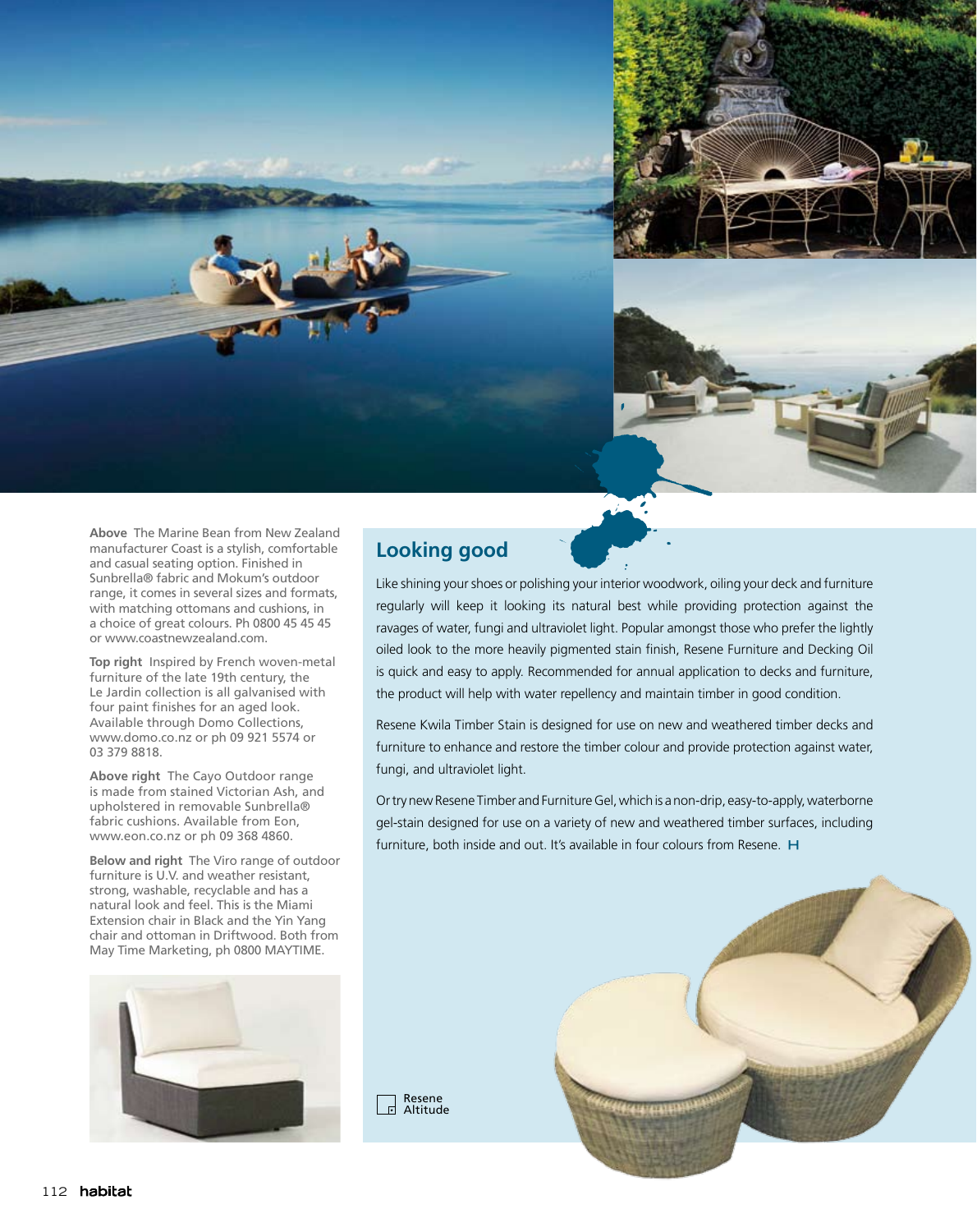**Above** The Marine Bean from New Zealand manufacturer Coast is a stylish, comfortable and casual seating option. Finished in Sunbrella® fabric and Mokum's outdoor range, it comes in several sizes and formats, with matching ottomans and cushions, in a choice of great colours. Ph 0800 45 45 45 or www.coastnewzealand.com.

**Top right** Inspired by French woven-metal furniture of the late 19th century, the Le Jardin collection is all galvanised with four paint finishes for an aged look. Available through Domo Collections, www.domo.co.nz or ph 09 921 5574 or 03 379 8818.

**Above right** The Cayo Outdoor range is made from stained Victorian Ash, and upholstered in removable Sunbrella® fabric cushions. Available from Eon, www.eon.co.nz or ph 09 368 4860.

**Below and right** The Viro range of outdoor furniture is U.V. and weather resistant, strong, washable, recyclable and has a natural look and feel. This is the Miami Extension chair in Black and the Yin Yang chair and ottoman in Driftwood. Both from May Time Marketing, ph 0800 MAYTIME.

## Looking good

Like shining your shoes or polishing your interior woodwork, oiling your deck and furniture regularly will keep it looking its natural best while providing protection against the ravages of water, fungi and ultraviolet light. Popular amongst those who prefer the lightly oiled look to the more heavily pigmented stain finish, Resene Furniture and Decking Oil is quick and easy to apply. Recommended for annual application to decks and furniture, the product will help with water repellency and maintain timber in good condition.

Resene Kwila Timber Stain is designed for use on new and weathered timber decks and furniture to enhance and restore the timber colour and provide protection against water, fungi, and ultraviolet light.

Or try new Resene Timber and Furniture Gel, which is a non-drip, easy-to-apply, waterborne gel-stain designed for use on a variety of new and weathered timber surfaces, including furniture, both inside and out. It's available in four colours from Resene. H

Resene Altitude